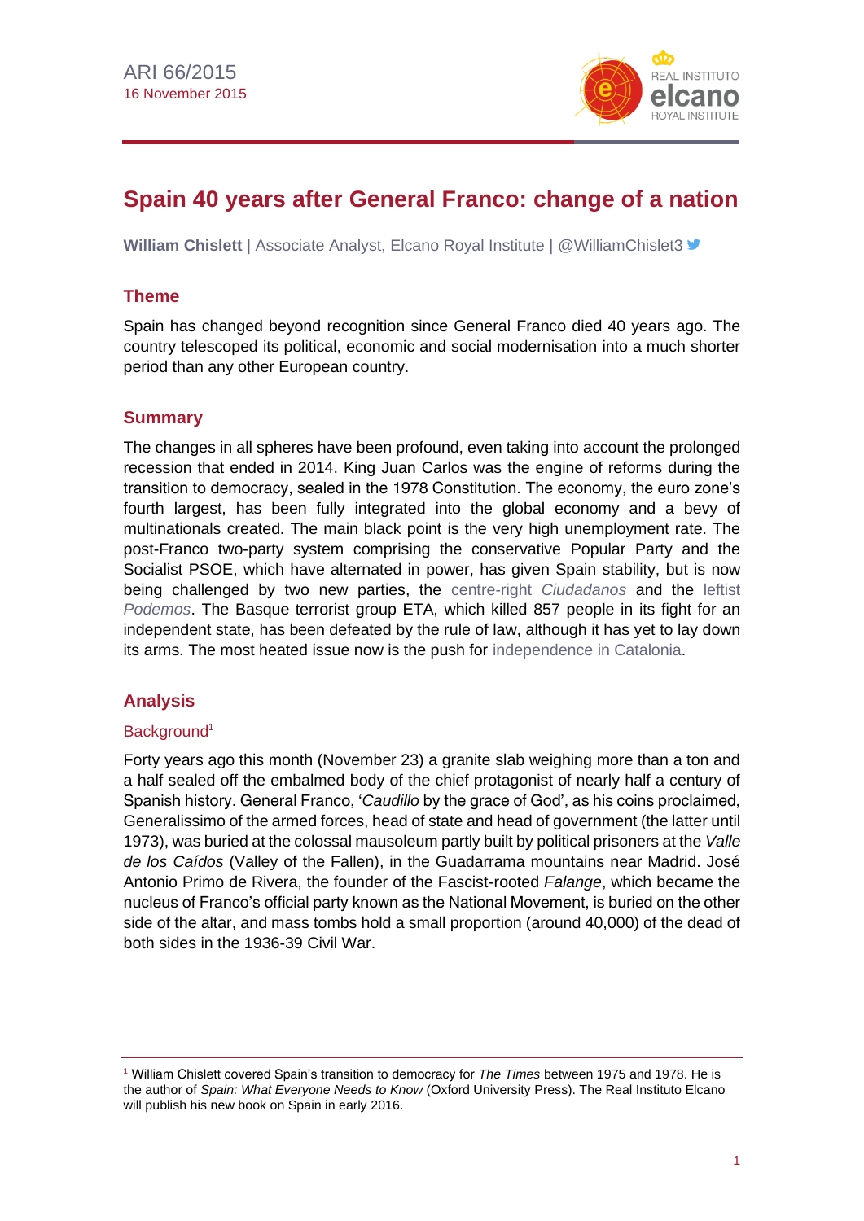ARI 66/2015
16 November 2015

# Spain 40 years after General Franco: change of a nation

**William Chislett** | Associate Analyst, Elcano Royal Institute | @WilliamChislet3

## Theme

Spain has changed beyond recognition since General Franco died 40 years ago. The country telescoped its political, economic and social modernisation into a much shorter period than any other European country.

## Summary

The changes in all spheres have been profound, even taking into account the prolonged recession that ended in 2014. King Juan Carlos was the engine of reforms during the transition to democracy, sealed in the 1978 Constitution. The economy, the euro zone's fourth largest, has been fully integrated into the global economy and a bevy of multinationals created. The main black point is the very high unemployment rate. The post-Franco two-party system comprising the conservative Popular Party and the Socialist PSOE, which have alternated in power, has given Spain stability, but is now being challenged by two new parties, the centre-right *Ciudadanos* and the leftist *Podemos*. The Basque terrorist group ETA, which killed 857 people in its fight for an independent state, has been defeated by the rule of law, although it has yet to lay down its arms. The most heated issue now is the push for independence in Catalonia.

## Analysis

### Background[1]

Forty years ago this month (November 23) a granite slab weighing more than a ton and a half sealed off the embalmed body of the chief protagonist of nearly half a century of Spanish history. General Franco, '*Caudillo* by the grace of God', as his coins proclaimed, Generalissimo of the armed forces, head of state and head of government (the latter until 1973), was buried at the colossal mausoleum partly built by political prisoners at the *Valle de los Caídos* (Valley of the Fallen), in the Guadarrama mountains near Madrid. José Antonio Primo de Rivera, the founder of the Fascist-rooted *Falange*, which became the nucleus of Franco's official party known as the National Movement, is buried on the other side of the altar, and mass tombs hold a small proportion (around 40,000) of the dead of both sides in the 1936-39 Civil War.

[1] William Chislett covered Spain's transition to democracy for *The Times* between 1975 and 1978. He is the author of *Spain: What Everyone Needs to Know* (Oxford University Press). The Real Instituto Elcano will publish his new book on Spain in early 2016.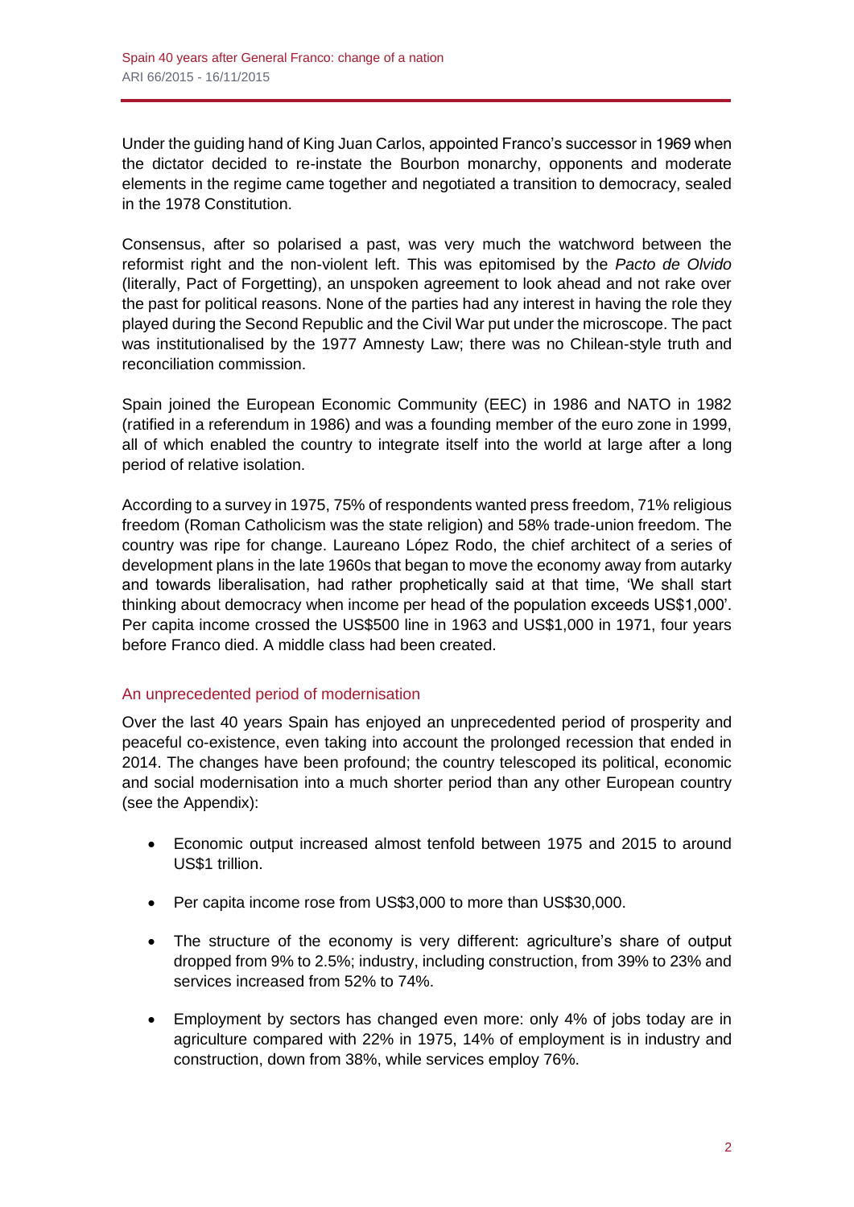Under the guiding hand of King Juan Carlos, appointed Franco's successor in 1969 when the dictator decided to re-instate the Bourbon monarchy, opponents and moderate elements in the regime came together and negotiated a transition to democracy, sealed in the 1978 Constitution.

Consensus, after so polarised a past, was very much the watchword between the reformist right and the non-violent left. This was epitomised by the *Pacto de Olvido* (literally, Pact of Forgetting), an unspoken agreement to look ahead and not rake over the past for political reasons. None of the parties had any interest in having the role they played during the Second Republic and the Civil War put under the microscope. The pact was institutionalised by the 1977 Amnesty Law; there was no Chilean-style truth and reconciliation commission.

Spain joined the European Economic Community (EEC) in 1986 and NATO in 1982 (ratified in a referendum in 1986) and was a founding member of the euro zone in 1999, all of which enabled the country to integrate itself into the world at large after a long period of relative isolation.

According to a survey in 1975, 75% of respondents wanted press freedom, 71% religious freedom (Roman Catholicism was the state religion) and 58% trade-union freedom. The country was ripe for change. Laureano López Rodo, the chief architect of a series of development plans in the late 1960s that began to move the economy away from autarky and towards liberalisation, had rather prophetically said at that time, 'We shall start thinking about democracy when income per head of the population exceeds US$1,000'. Per capita income crossed the US$500 line in 1963 and US$1,000 in 1971, four years before Franco died. A middle class had been created.

## An unprecedented period of modernisation

Over the last 40 years Spain has enjoyed an unprecedented period of prosperity and peaceful co-existence, even taking into account the prolonged recession that ended in 2014. The changes have been profound; the country telescoped its political, economic and social modernisation into a much shorter period than any other European country (see the Appendix):

- Economic output increased almost tenfold between 1975 and 2015 to around US$1 trillion.
- Per capita income rose from US$3,000 to more than US$30,000.
- The structure of the economy is very different: agriculture's share of output dropped from 9% to 2.5%; industry, including construction, from 39% to 23% and services increased from 52% to 74%.
- Employment by sectors has changed even more: only 4% of jobs today are in agriculture compared with 22% in 1975, 14% of employment is in industry and construction, down from 38%, while services employ 76%.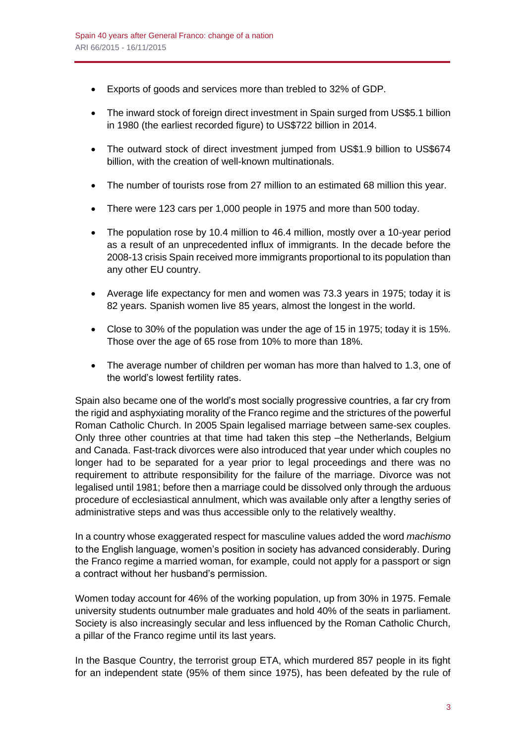- Exports of goods and services more than trebled to 32% of GDP.
- The inward stock of foreign direct investment in Spain surged from US$5.1 billion in 1980 (the earliest recorded figure) to US$722 billion in 2014.
- The outward stock of direct investment jumped from US$1.9 billion to US$674 billion, with the creation of well-known multinationals.
- The number of tourists rose from 27 million to an estimated 68 million this year.
- There were 123 cars per 1,000 people in 1975 and more than 500 today.
- The population rose by 10.4 million to 46.4 million, mostly over a 10-year period as a result of an unprecedented influx of immigrants. In the decade before the 2008-13 crisis Spain received more immigrants proportional to its population than any other EU country.
- Average life expectancy for men and women was 73.3 years in 1975; today it is 82 years. Spanish women live 85 years, almost the longest in the world.
- Close to 30% of the population was under the age of 15 in 1975; today it is 15%. Those over the age of 65 rose from 10% to more than 18%.
- The average number of children per woman has more than halved to 1.3, one of the world's lowest fertility rates.

Spain also became one of the world's most socially progressive countries, a far cry from the rigid and asphyxiating morality of the Franco regime and the strictures of the powerful Roman Catholic Church. In 2005 Spain legalised marriage between same-sex couples. Only three other countries at that time had taken this step –the Netherlands, Belgium and Canada. Fast-track divorces were also introduced that year under which couples no longer had to be separated for a year prior to legal proceedings and there was no requirement to attribute responsibility for the failure of the marriage. Divorce was not legalised until 1981; before then a marriage could be dissolved only through the arduous procedure of ecclesiastical annulment, which was available only after a lengthy series of administrative steps and was thus accessible only to the relatively wealthy.

In a country whose exaggerated respect for masculine values added the word *machismo* to the English language, women's position in society has advanced considerably. During the Franco regime a married woman, for example, could not apply for a passport or sign a contract without her husband's permission.

Women today account for 46% of the working population, up from 30% in 1975. Female university students outnumber male graduates and hold 40% of the seats in parliament. Society is also increasingly secular and less influenced by the Roman Catholic Church, a pillar of the Franco regime until its last years.

In the Basque Country, the terrorist group ETA, which murdered 857 people in its fight for an independent state (95% of them since 1975), has been defeated by the rule of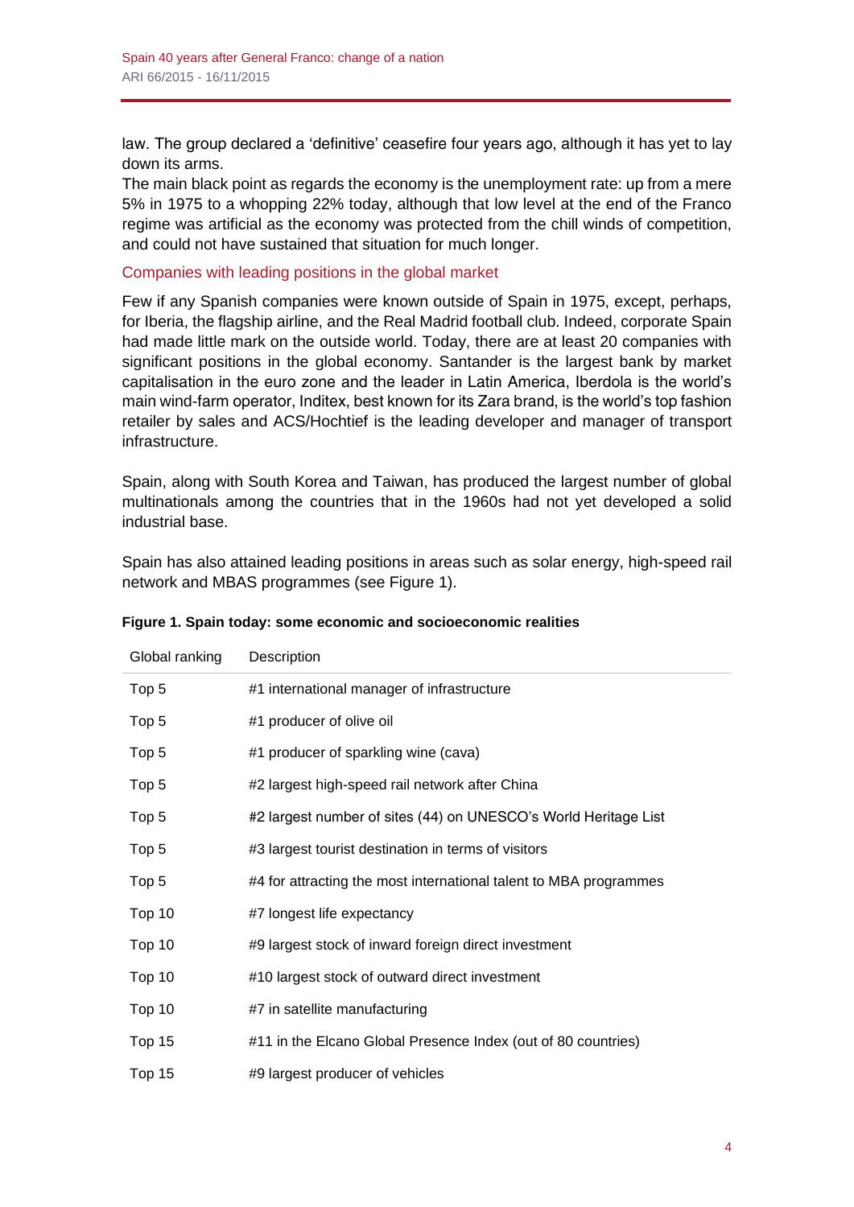law. The group declared a 'definitive' ceasefire four years ago, although it has yet to lay down its arms.
The main black point as regards the economy is the unemployment rate: up from a mere 5% in 1975 to a whopping 22% today, although that low level at the end of the Franco regime was artificial as the economy was protected from the chill winds of competition, and could not have sustained that situation for much longer.

## Companies with leading positions in the global market

Few if any Spanish companies were known outside of Spain in 1975, except, perhaps, for Iberia, the flagship airline, and the Real Madrid football club. Indeed, corporate Spain had made little mark on the outside world. Today, there are at least 20 companies with significant positions in the global economy. Santander is the largest bank by market capitalisation in the euro zone and the leader in Latin America, Iberdola is the world's main wind-farm operator, Inditex, best known for its Zara brand, is the world's top fashion retailer by sales and ACS/Hochtief is the leading developer and manager of transport infrastructure.

Spain, along with South Korea and Taiwan, has produced the largest number of global multinationals among the countries that in the 1960s had not yet developed a solid industrial base.

Spain has also attained leading positions in areas such as solar energy, high-speed rail network and MBAS programmes (see Figure 1).

**Figure 1. Spain today: some economic and socioeconomic realities**

| Global ranking | Description |
|---|---|
| Top 5 | #1 international manager of infrastructure |
| Top 5 | #1 producer of olive oil |
| Top 5 | #1 producer of sparkling wine (cava) |
| Top 5 | #2 largest high-speed rail network after China |
| Top 5 | #2 largest number of sites (44) on UNESCO's World Heritage List |
| Top 5 | #3 largest tourist destination in terms of visitors |
| Top 5 | #4 for attracting the most international talent to MBA programmes |
| Top 10 | #7 longest life expectancy |
| Top 10 | #9 largest stock of inward foreign direct investment |
| Top 10 | #10 largest stock of outward direct investment |
| Top 10 | #7 in satellite manufacturing |
| Top 15 | #11 in the Elcano Global Presence Index (out of 80 countries) |
| Top 15 | #9 largest producer of vehicles |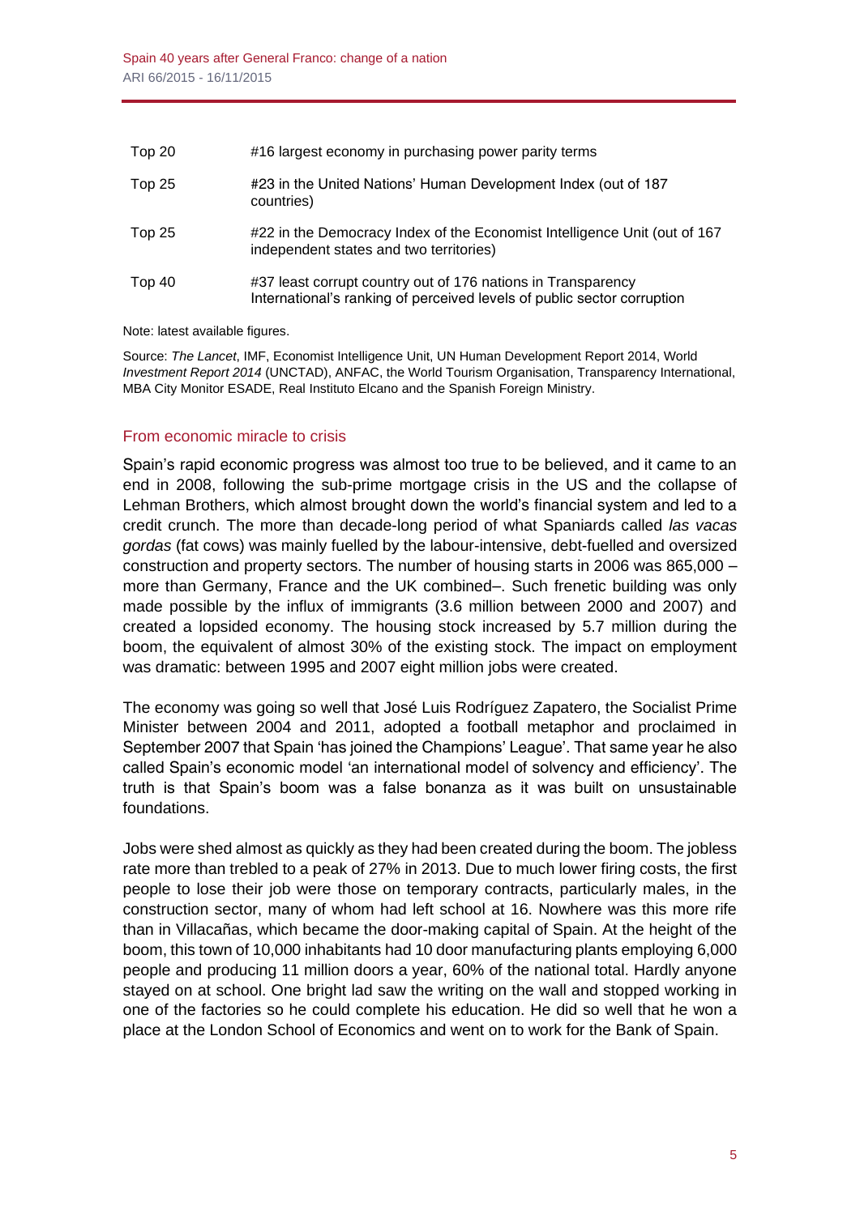| | |
|---|---|
| Top 20 | #16 largest economy in purchasing power parity terms |
| Top 25 | #23 in the United Nations' Human Development Index (out of 187 countries) |
| Top 25 | #22 in the Democracy Index of the Economist Intelligence Unit (out of 167 independent states and two territories) |
| Top 40 | #37 least corrupt country out of 176 nations in Transparency International's ranking of perceived levels of public sector corruption |

Note: latest available figures.

Source: *The Lancet*, IMF, Economist Intelligence Unit, UN Human Development Report 2014, World *Investment Report 2014* (UNCTAD), ANFAC, the World Tourism Organisation, Transparency International, MBA City Monitor ESADE, Real Instituto Elcano and the Spanish Foreign Ministry.

## From economic miracle to crisis

Spain's rapid economic progress was almost too true to be believed, and it came to an end in 2008, following the sub-prime mortgage crisis in the US and the collapse of Lehman Brothers, which almost brought down the world's financial system and led to a credit crunch. The more than decade-long period of what Spaniards called *las vacas gordas* (fat cows) was mainly fuelled by the labour-intensive, debt-fuelled and oversized construction and property sectors. The number of housing starts in 2006 was 865,000 –more than Germany, France and the UK combined–. Such frenetic building was only made possible by the influx of immigrants (3.6 million between 2000 and 2007) and created a lopsided economy. The housing stock increased by 5.7 million during the boom, the equivalent of almost 30% of the existing stock. The impact on employment was dramatic: between 1995 and 2007 eight million jobs were created.

The economy was going so well that José Luis Rodríguez Zapatero, the Socialist Prime Minister between 2004 and 2011, adopted a football metaphor and proclaimed in September 2007 that Spain 'has joined the Champions' League'. That same year he also called Spain's economic model 'an international model of solvency and efficiency'. The truth is that Spain's boom was a false bonanza as it was built on unsustainable foundations.

Jobs were shed almost as quickly as they had been created during the boom. The jobless rate more than trebled to a peak of 27% in 2013. Due to much lower firing costs, the first people to lose their job were those on temporary contracts, particularly males, in the construction sector, many of whom had left school at 16. Nowhere was this more rife than in Villacañas, which became the door-making capital of Spain. At the height of the boom, this town of 10,000 inhabitants had 10 door manufacturing plants employing 6,000 people and producing 11 million doors a year, 60% of the national total. Hardly anyone stayed on at school. One bright lad saw the writing on the wall and stopped working in one of the factories so he could complete his education. He did so well that he won a place at the London School of Economics and went on to work for the Bank of Spain.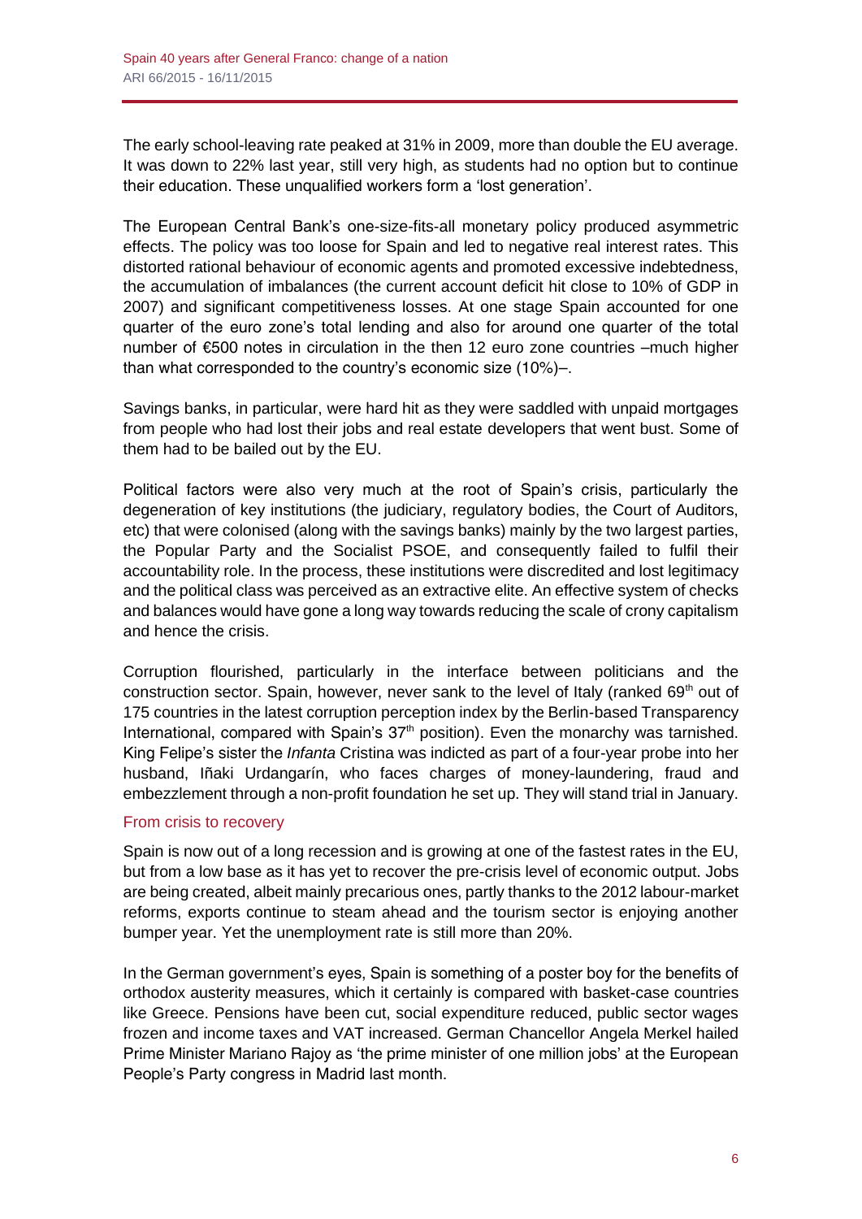The early school-leaving rate peaked at 31% in 2009, more than double the EU average. It was down to 22% last year, still very high, as students had no option but to continue their education. These unqualified workers form a 'lost generation'.

The European Central Bank's one-size-fits-all monetary policy produced asymmetric effects. The policy was too loose for Spain and led to negative real interest rates. This distorted rational behaviour of economic agents and promoted excessive indebtedness, the accumulation of imbalances (the current account deficit hit close to 10% of GDP in 2007) and significant competitiveness losses. At one stage Spain accounted for one quarter of the euro zone's total lending and also for around one quarter of the total number of €500 notes in circulation in the then 12 euro zone countries –much higher than what corresponded to the country's economic size (10%)–.

Savings banks, in particular, were hard hit as they were saddled with unpaid mortgages from people who had lost their jobs and real estate developers that went bust. Some of them had to be bailed out by the EU.

Political factors were also very much at the root of Spain's crisis, particularly the degeneration of key institutions (the judiciary, regulatory bodies, the Court of Auditors, etc) that were colonised (along with the savings banks) mainly by the two largest parties, the Popular Party and the Socialist PSOE, and consequently failed to fulfil their accountability role. In the process, these institutions were discredited and lost legitimacy and the political class was perceived as an extractive elite. An effective system of checks and balances would have gone a long way towards reducing the scale of crony capitalism and hence the crisis.

Corruption flourished, particularly in the interface between politicians and the construction sector. Spain, however, never sank to the level of Italy (ranked 69th out of 175 countries in the latest corruption perception index by the Berlin-based Transparency International, compared with Spain's 37th position). Even the monarchy was tarnished. King Felipe's sister the *Infanta* Cristina was indicted as part of a four-year probe into her husband, Iñaki Urdangarín, who faces charges of money-laundering, fraud and embezzlement through a non-profit foundation he set up. They will stand trial in January.

## From crisis to recovery

Spain is now out of a long recession and is growing at one of the fastest rates in the EU, but from a low base as it has yet to recover the pre-crisis level of economic output. Jobs are being created, albeit mainly precarious ones, partly thanks to the 2012 labour-market reforms, exports continue to steam ahead and the tourism sector is enjoying another bumper year. Yet the unemployment rate is still more than 20%.

In the German government's eyes, Spain is something of a poster boy for the benefits of orthodox austerity measures, which it certainly is compared with basket-case countries like Greece. Pensions have been cut, social expenditure reduced, public sector wages frozen and income taxes and VAT increased. German Chancellor Angela Merkel hailed Prime Minister Mariano Rajoy as 'the prime minister of one million jobs' at the European People's Party congress in Madrid last month.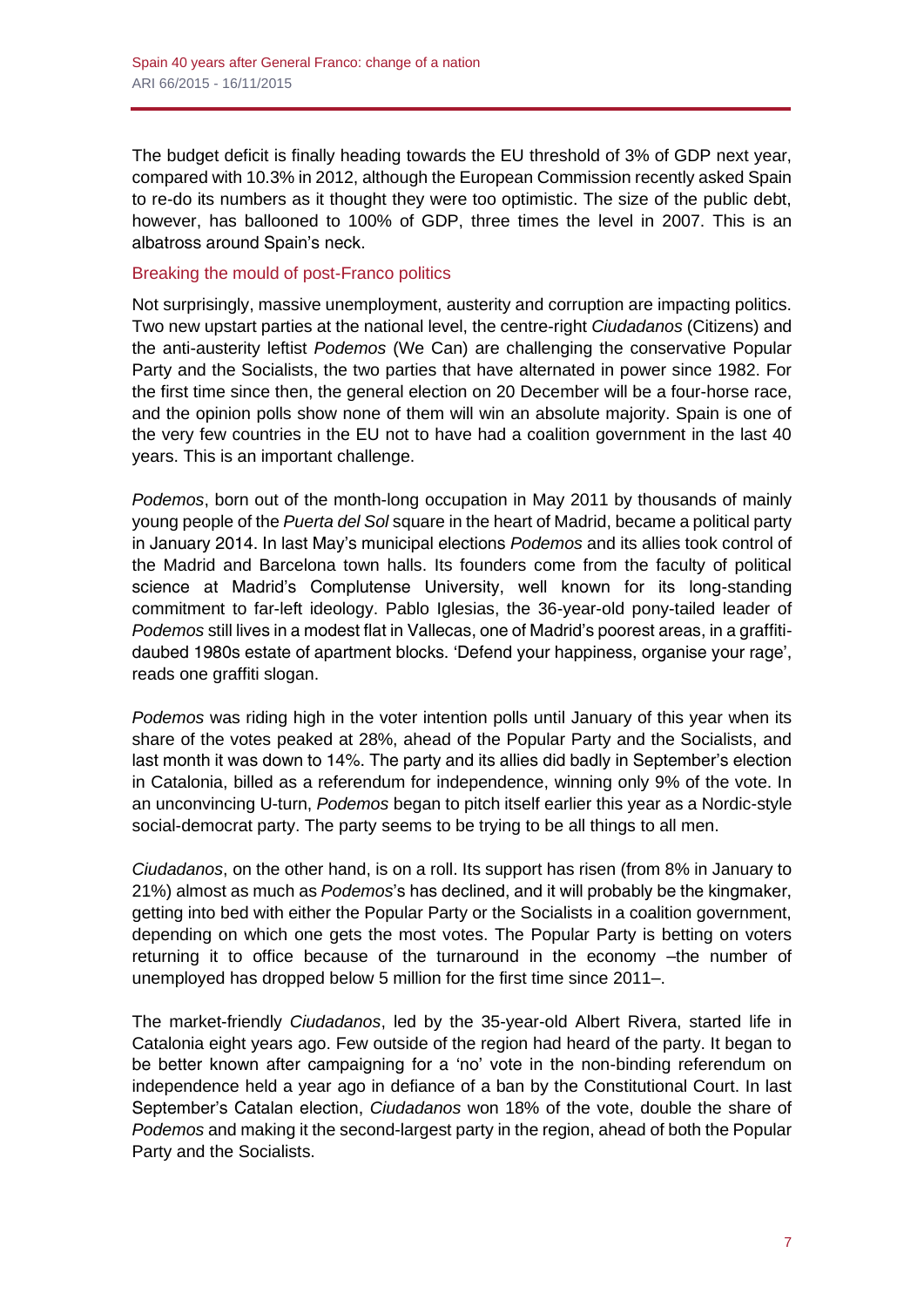The budget deficit is finally heading towards the EU threshold of 3% of GDP next year, compared with 10.3% in 2012, although the European Commission recently asked Spain to re-do its numbers as it thought they were too optimistic. The size of the public debt, however, has ballooned to 100% of GDP, three times the level in 2007. This is an albatross around Spain's neck.

## Breaking the mould of post-Franco politics

Not surprisingly, massive unemployment, austerity and corruption are impacting politics. Two new upstart parties at the national level, the centre-right *Ciudadanos* (Citizens) and the anti-austerity leftist *Podemos* (We Can) are challenging the conservative Popular Party and the Socialists, the two parties that have alternated in power since 1982. For the first time since then, the general election on 20 December will be a four-horse race, and the opinion polls show none of them will win an absolute majority. Spain is one of the very few countries in the EU not to have had a coalition government in the last 40 years. This is an important challenge.

*Podemos*, born out of the month-long occupation in May 2011 by thousands of mainly young people of the *Puerta del Sol* square in the heart of Madrid, became a political party in January 2014. In last May's municipal elections *Podemos* and its allies took control of the Madrid and Barcelona town halls. Its founders come from the faculty of political science at Madrid's Complutense University, well known for its long-standing commitment to far-left ideology. Pablo Iglesias, the 36-year-old pony-tailed leader of *Podemos* still lives in a modest flat in Vallecas, one of Madrid's poorest areas, in a graffiti-daubed 1980s estate of apartment blocks. 'Defend your happiness, organise your rage', reads one graffiti slogan.

*Podemos* was riding high in the voter intention polls until January of this year when its share of the votes peaked at 28%, ahead of the Popular Party and the Socialists, and last month it was down to 14%. The party and its allies did badly in September's election in Catalonia, billed as a referendum for independence, winning only 9% of the vote. In an unconvincing U-turn, *Podemos* began to pitch itself earlier this year as a Nordic-style social-democrat party. The party seems to be trying to be all things to all men.

*Ciudadanos*, on the other hand, is on a roll. Its support has risen (from 8% in January to 21%) almost as much as *Podemos*'s has declined, and it will probably be the kingmaker, getting into bed with either the Popular Party or the Socialists in a coalition government, depending on which one gets the most votes. The Popular Party is betting on voters returning it to office because of the turnaround in the economy –the number of unemployed has dropped below 5 million for the first time since 2011–.

The market-friendly *Ciudadanos*, led by the 35-year-old Albert Rivera, started life in Catalonia eight years ago. Few outside of the region had heard of the party. It began to be better known after campaigning for a 'no' vote in the non-binding referendum on independence held a year ago in defiance of a ban by the Constitutional Court. In last September's Catalan election, *Ciudadanos* won 18% of the vote, double the share of *Podemos* and making it the second-largest party in the region, ahead of both the Popular Party and the Socialists.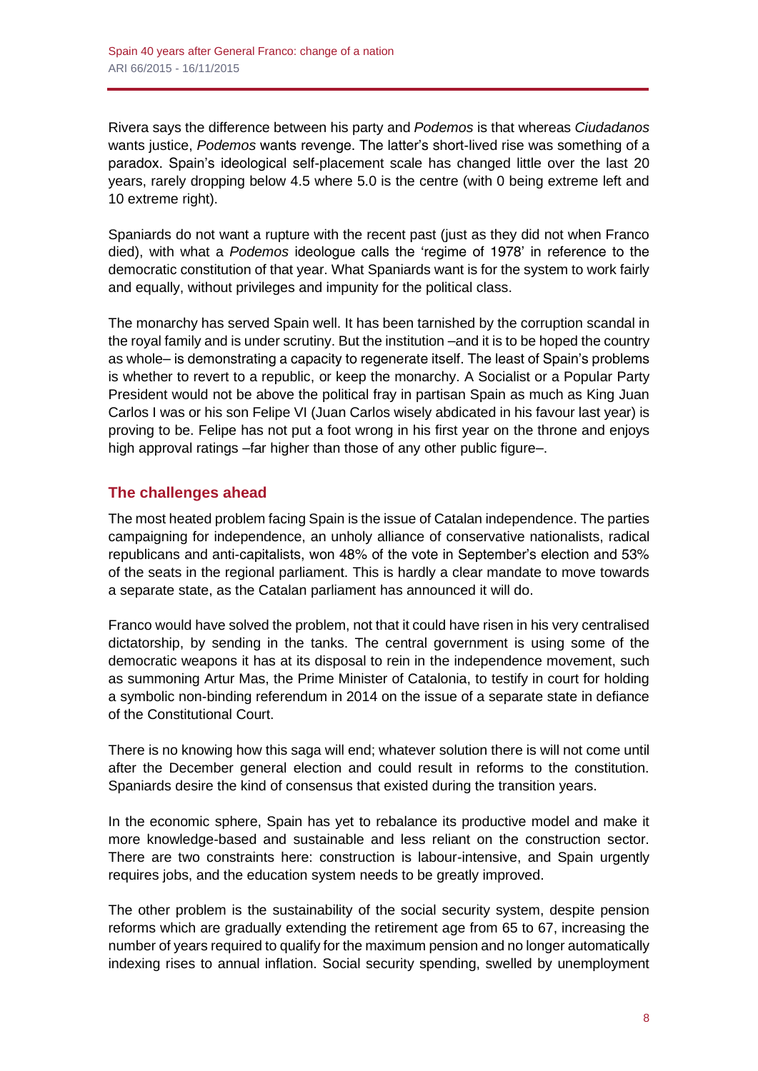Rivera says the difference between his party and *Podemos* is that whereas *Ciudadanos* wants justice, *Podemos* wants revenge. The latter's short-lived rise was something of a paradox. Spain's ideological self-placement scale has changed little over the last 20 years, rarely dropping below 4.5 where 5.0 is the centre (with 0 being extreme left and 10 extreme right).

Spaniards do not want a rupture with the recent past (just as they did not when Franco died), with what a *Podemos* ideologue calls the 'regime of 1978' in reference to the democratic constitution of that year. What Spaniards want is for the system to work fairly and equally, without privileges and impunity for the political class.

The monarchy has served Spain well. It has been tarnished by the corruption scandal in the royal family and is under scrutiny. But the institution –and it is to be hoped the country as whole– is demonstrating a capacity to regenerate itself. The least of Spain's problems is whether to revert to a republic, or keep the monarchy. A Socialist or a Popular Party President would not be above the political fray in partisan Spain as much as King Juan Carlos I was or his son Felipe VI (Juan Carlos wisely abdicated in his favour last year) is proving to be. Felipe has not put a foot wrong in his first year on the throne and enjoys high approval ratings –far higher than those of any other public figure–.

## The challenges ahead

The most heated problem facing Spain is the issue of Catalan independence. The parties campaigning for independence, an unholy alliance of conservative nationalists, radical republicans and anti-capitalists, won 48% of the vote in September's election and 53% of the seats in the regional parliament. This is hardly a clear mandate to move towards a separate state, as the Catalan parliament has announced it will do.

Franco would have solved the problem, not that it could have risen in his very centralised dictatorship, by sending in the tanks. The central government is using some of the democratic weapons it has at its disposal to rein in the independence movement, such as summoning Artur Mas, the Prime Minister of Catalonia, to testify in court for holding a symbolic non-binding referendum in 2014 on the issue of a separate state in defiance of the Constitutional Court.

There is no knowing how this saga will end; whatever solution there is will not come until after the December general election and could result in reforms to the constitution. Spaniards desire the kind of consensus that existed during the transition years.

In the economic sphere, Spain has yet to rebalance its productive model and make it more knowledge-based and sustainable and less reliant on the construction sector. There are two constraints here: construction is labour-intensive, and Spain urgently requires jobs, and the education system needs to be greatly improved.

The other problem is the sustainability of the social security system, despite pension reforms which are gradually extending the retirement age from 65 to 67, increasing the number of years required to qualify for the maximum pension and no longer automatically indexing rises to annual inflation. Social security spending, swelled by unemployment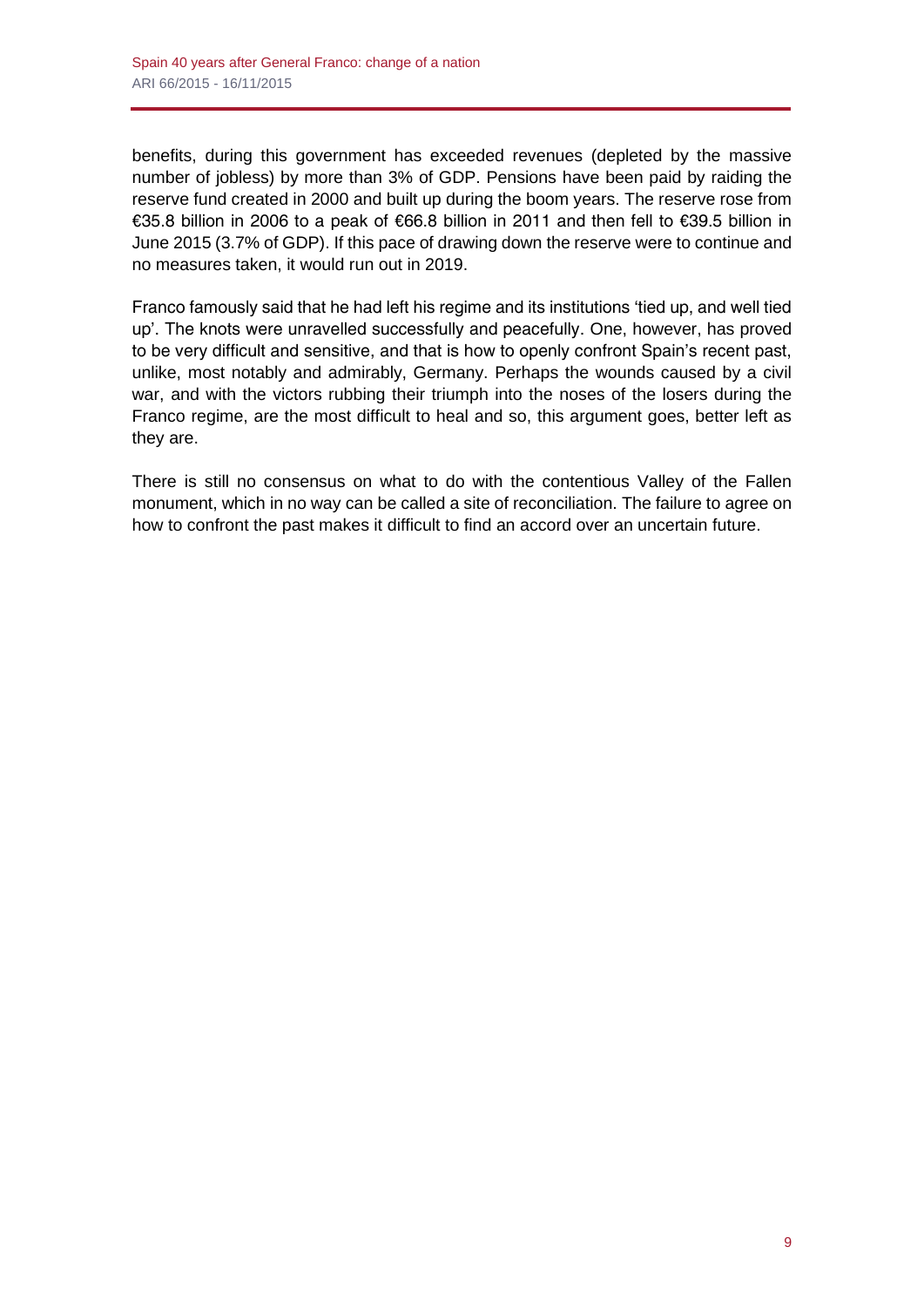benefits, during this government has exceeded revenues (depleted by the massive number of jobless) by more than 3% of GDP. Pensions have been paid by raiding the reserve fund created in 2000 and built up during the boom years. The reserve rose from €35.8 billion in 2006 to a peak of €66.8 billion in 2011 and then fell to €39.5 billion in June 2015 (3.7% of GDP). If this pace of drawing down the reserve were to continue and no measures taken, it would run out in 2019.

Franco famously said that he had left his regime and its institutions 'tied up, and well tied up'. The knots were unravelled successfully and peacefully. One, however, has proved to be very difficult and sensitive, and that is how to openly confront Spain's recent past, unlike, most notably and admirably, Germany. Perhaps the wounds caused by a civil war, and with the victors rubbing their triumph into the noses of the losers during the Franco regime, are the most difficult to heal and so, this argument goes, better left as they are.

There is still no consensus on what to do with the contentious Valley of the Fallen monument, which in no way can be called a site of reconciliation. The failure to agree on how to confront the past makes it difficult to find an accord over an uncertain future.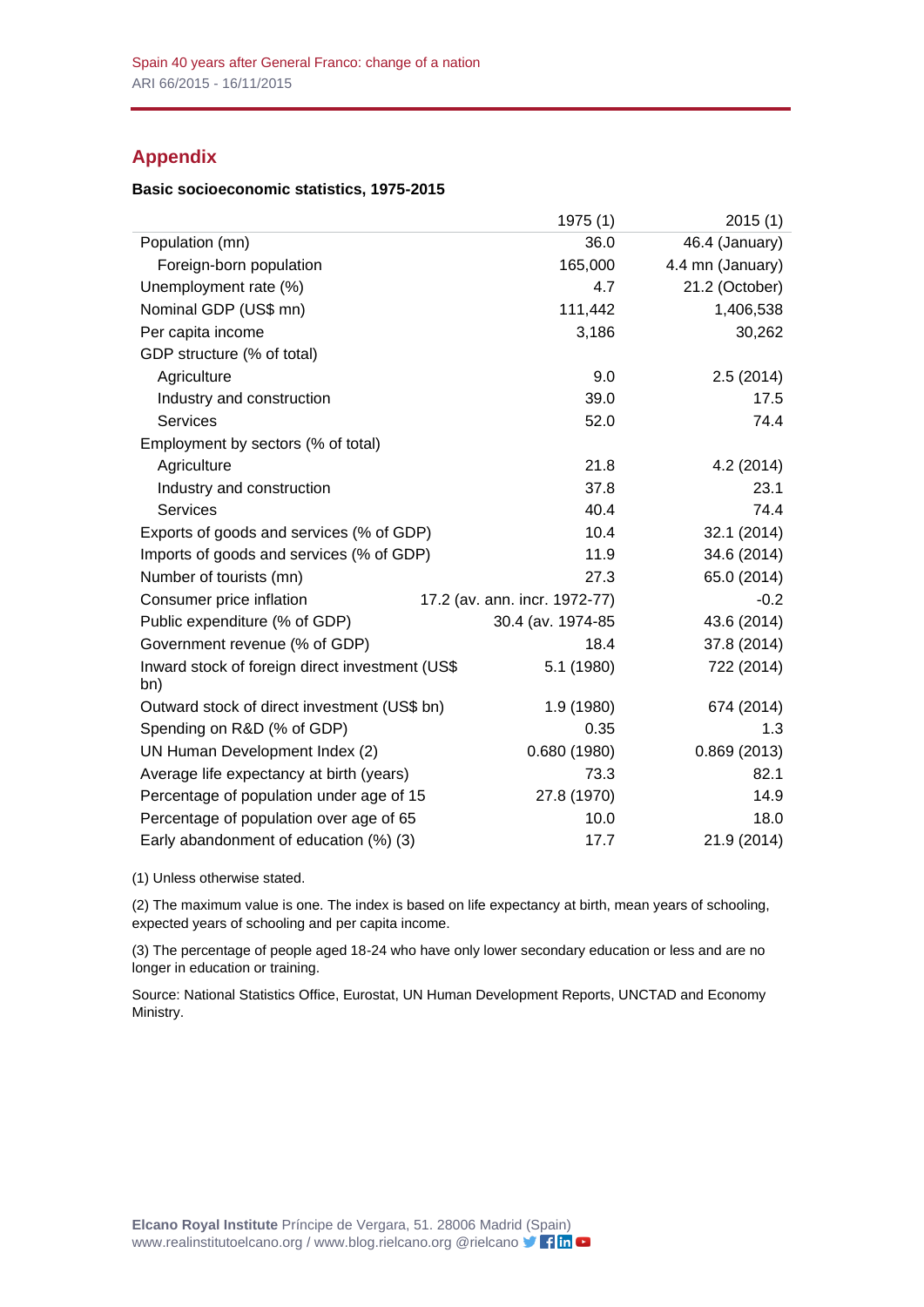## Appendix

**Basic socioeconomic statistics, 1975-2015**

| | 1975 (1) | 2015 (1) |
|---|---|---|
| Population (mn) | 36.0 | 46.4 (January) |
| Foreign-born population | 165,000 | 4.4 mn (January) |
| Unemployment rate (%) | 4.7 | 21.2 (October) |
| Nominal GDP (US$ mn) | 111,442 | 1,406,538 |
| Per capita income | 3,186 | 30,262 |
| GDP structure (% of total) | | |
| Agriculture | 9.0 | 2.5 (2014) |
| Industry and construction | 39.0 | 17.5 |
| Services | 52.0 | 74.4 |
| Employment by sectors (% of total) | | |
| Agriculture | 21.8 | 4.2 (2014) |
| Industry and construction | 37.8 | 23.1 |
| Services | 40.4 | 74.4 |
| Exports of goods and services (% of GDP) | 10.4 | 32.1 (2014) |
| Imports of goods and services (% of GDP) | 11.9 | 34.6 (2014) |
| Number of tourists (mn) | 27.3 | 65.0 (2014) |
| Consumer price inflation | 17.2 (av. ann. incr. 1972-77) | -0.2 |
| Public expenditure (% of GDP) | 30.4 (av. 1974-85 | 43.6 (2014) |
| Government revenue (% of GDP) | 18.4 | 37.8 (2014) |
| Inward stock of foreign direct investment (US$ bn) | 5.1 (1980) | 722 (2014) |
| Outward stock of direct investment (US$ bn) | 1.9 (1980) | 674 (2014) |
| Spending on R&D (% of GDP) | 0.35 | 1.3 |
| UN Human Development Index (2) | 0.680 (1980) | 0.869 (2013) |
| Average life expectancy at birth (years) | 73.3 | 82.1 |
| Percentage of population under age of 15 | 27.8 (1970) | 14.9 |
| Percentage of population over age of 65 | 10.0 | 18.0 |
| Early abandonment of education (%) (3) | 17.7 | 21.9 (2014) |

(1) Unless otherwise stated.

(2) The maximum value is one. The index is based on life expectancy at birth, mean years of schooling, expected years of schooling and per capita income.

(3) The percentage of people aged 18-24 who have only lower secondary education or less and are no longer in education or training.

Source: National Statistics Office, Eurostat, UN Human Development Reports, UNCTAD and Economy Ministry.